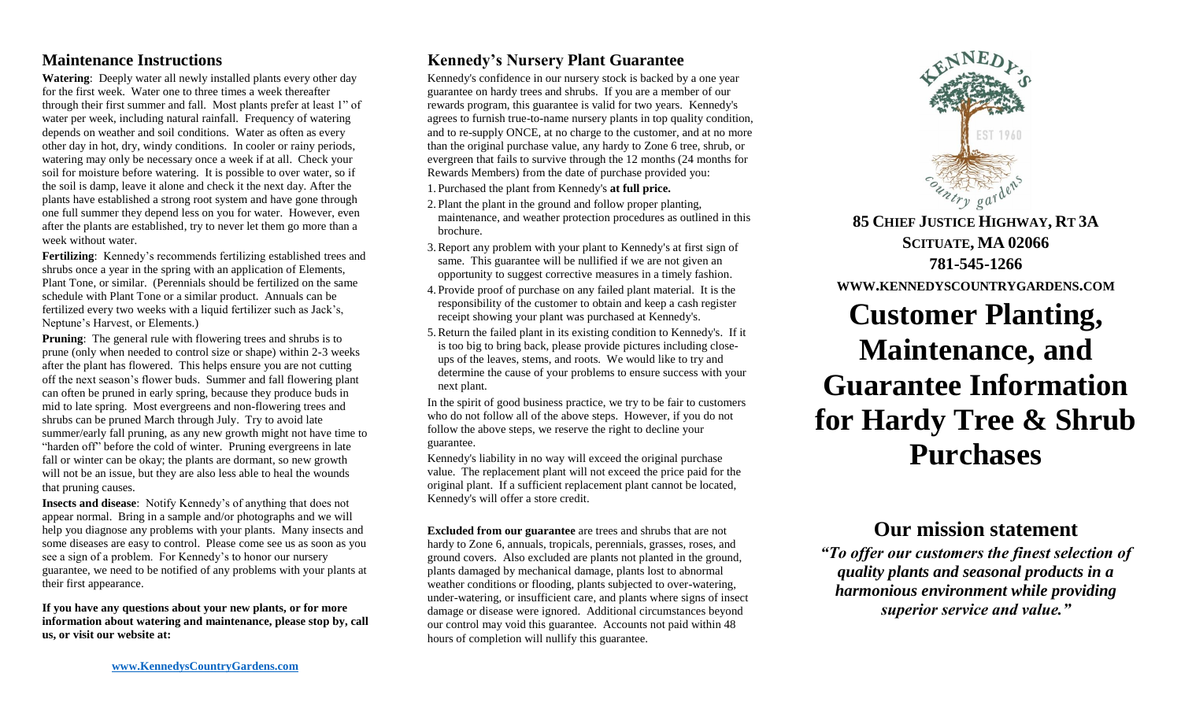## Maintenance Instructions

**Watering**: Deeply water all newly installed plants every other day for the first week. Water one to three times a week thereafter through their first summer and fall. Most plants prefer at least 1" of water per week, including natural rainfall. Frequency of watering depends on weather and soil conditions. Water as often as every other day in hot, dry, windy conditions. In cooler or rainy periods, watering may only be necessary once a week if at all. Check your soil for moisture before watering. It is possible to over water, so if the soil is damp, leave it alone and check it the next day. After the plants have established a strong root system and have gone through one full summer they depend less on you for water. However, even after the plants are established, try to never let them go more than a week without water.

**Fertilizing**: Kennedy's recommends fertilizing established trees and shrubs once a year in the spring with an application of Elements, Plant Tone, or similar. (Perennials should be fertilized on the same schedule with Plant Tone or a similar product. Annuals can be fertilized every two weeks with a liquid fertilizer such as Jack's, Neptune's Harvest, or Elements.)

**Pruning**: The general rule with flowering trees and shrubs is to prune (only when needed to control size or shape) within 2-3 weeks after the plant has flowered. This helps ensure you are not cutting off the next season's flower buds. Summer and fall flowering plant can often be pruned in early spring, because they produce buds in mid to late spring. Most evergreens and non-flowering trees and shrubs can be pruned March through July. Try to avoid late summer/early fall pruning, as any new growth might not have time to "harden off" before the cold of winter. Pruning evergreens in late fall or winter can be okay; the plants are dormant, so new growth will not be an issue, but they are also less able to heal the wounds that pruning causes.

**Insects and disease**: Notify Kennedy's of anything that does not appear normal. Bring in a sample and/or photographs and we will help you diagnose any problems with your plants. Many insects and some diseases are easy to control. Please come see us as soon as you see a sign of a problem. For Kennedy's to honor our nursery guarantee, we need to be notified of any problems with your plants at their first appearance.

**If you have any questions about your new plants, or for more information about watering and maintenance, please stop by, call us, or visit our website at:**

**www.KennedysCountryGardens.com**

## Kennedy's Nursery Plant Guarantee

Kennedy's confidence in our nursery stock is backed by a one year guarantee on hardy trees and shrubs. If you are a member of our rewards program, this guarantee is valid for two years. Kennedy's agrees to furnish true-to-name nursery plants in top quality condition, and to re-supply ONCE, at no charge to the customer, and at no more than the original purchase value, any hardy to Zone 6 tree, shrub, or evergreen that fails to survive through the 12 months (24 months for Rewards Members) from the date of purchase provided you:

1. Purchased the plant from Kennedy's **at full price.**
2. Plant the plant in the ground and follow proper planting, maintenance, and weather protection procedures as outlined in this brochure.
3. Report any problem with your plant to Kennedy's at first sign of same. This guarantee will be nullified if we are not given an opportunity to suggest corrective measures in a timely fashion.
4. Provide proof of purchase on any failed plant material. It is the responsibility of the customer to obtain and keep a cash register receipt showing your plant was purchased at Kennedy's.
5. Return the failed plant in its existing condition to Kennedy's. If it is too big to bring back, please provide pictures including close-ups of the leaves, stems, and roots. We would like to try and determine the cause of your problems to ensure success with your next plant.

In the spirit of good business practice, we try to be fair to customers who do not follow all of the above steps. However, if you do not follow the above steps, we reserve the right to decline your guarantee.

Kennedy's liability in no way will exceed the original purchase value. The replacement plant will not exceed the price paid for the original plant. If a sufficient replacement plant cannot be located, Kennedy's will offer a store credit.

**Excluded from our guarantee** are trees and shrubs that are not hardy to Zone 6, annuals, tropicals, perennials, grasses, roses, and ground covers. Also excluded are plants not planted in the ground, plants damaged by mechanical damage, plants lost to abnormal weather conditions or flooding, plants subjected to over-watering, under-watering, or insufficient care, and plants where signs of insect damage or disease were ignored. Additional circumstances beyond our control may void this guarantee. Accounts not paid within 48 hours of completion will nullify this guarantee.

KENNEDY'S country gardens EST 1960

**85 CHIEF JUSTICE HIGHWAY, RT 3A**
**SCITUATE, MA 02066**
**781-545-1266**
**WWW.KENNEDYSCOUNTRYGARDENS.COM**

# Customer Planting, Maintenance, and Guarantee Information for Hardy Tree & Shrub Purchases

## Our mission statement

***"To offer our customers the finest selection of quality plants and seasonal products in a harmonious environment while providing superior service and value."***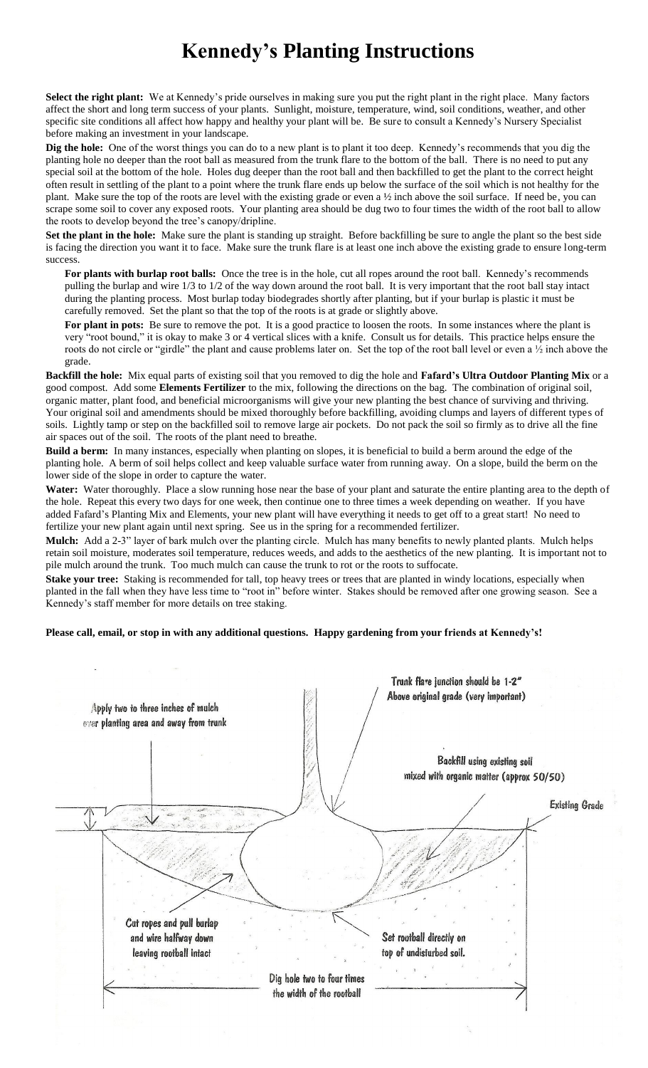# Kennedy's Planting Instructions

**Select the right plant:** We at Kennedy's pride ourselves in making sure you put the right plant in the right place. Many factors affect the short and long term success of your plants. Sunlight, moisture, temperature, wind, soil conditions, weather, and other specific site conditions all affect how happy and healthy your plant will be. Be sure to consult a Kennedy's Nursery Specialist before making an investment in your landscape.

**Dig the hole:** One of the worst things you can do to a new plant is to plant it too deep. Kennedy's recommends that you dig the planting hole no deeper than the root ball as measured from the trunk flare to the bottom of the ball. There is no need to put any special soil at the bottom of the hole. Holes dug deeper than the root ball and then backfilled to get the plant to the correct height often result in settling of the plant to a point where the trunk flare ends up below the surface of the soil which is not healthy for the plant. Make sure the top of the roots are level with the existing grade or even a ½ inch above the soil surface. If need be, you can scrape some soil to cover any exposed roots. Your planting area should be dug two to four times the width of the root ball to allow the roots to develop beyond the tree's canopy/dripline.

**Set the plant in the hole:** Make sure the plant is standing up straight. Before backfilling be sure to angle the plant so the best side is facing the direction you want it to face. Make sure the trunk flare is at least one inch above the existing grade to ensure long-term success.

**For plants with burlap root balls:** Once the tree is in the hole, cut all ropes around the root ball. Kennedy's recommends pulling the burlap and wire 1/3 to 1/2 of the way down around the root ball. It is very important that the root ball stay intact during the planting process. Most burlap today biodegrades shortly after planting, but if your burlap is plastic it must be carefully removed. Set the plant so that the top of the roots is at grade or slightly above.

**For plant in pots:** Be sure to remove the pot. It is a good practice to loosen the roots. In some instances where the plant is very "root bound," it is okay to make 3 or 4 vertical slices with a knife. Consult us for details. This practice helps ensure the roots do not circle or "girdle" the plant and cause problems later on. Set the top of the root ball level or even a ½ inch above the grade.

**Backfill the hole:** Mix equal parts of existing soil that you removed to dig the hole and **Fafard's Ultra Outdoor Planting Mix** or a good compost. Add some **Elements Fertilizer** to the mix, following the directions on the bag. The combination of original soil, organic matter, plant food, and beneficial microorganisms will give your new planting the best chance of surviving and thriving. Your original soil and amendments should be mixed thoroughly before backfilling, avoiding clumps and layers of different types of soils. Lightly tamp or step on the backfilled soil to remove large air pockets. Do not pack the soil so firmly as to drive all the fine air spaces out of the soil. The roots of the plant need to breathe.

**Build a berm:** In many instances, especially when planting on slopes, it is beneficial to build a berm around the edge of the planting hole. A berm of soil helps collect and keep valuable surface water from running away. On a slope, build the berm on the lower side of the slope in order to capture the water.

**Water:** Water thoroughly. Place a slow running hose near the base of your plant and saturate the entire planting area to the depth of the hole. Repeat this every two days for one week, then continue one to three times a week depending on weather. If you have added Fafard's Planting Mix and Elements, your new plant will have everything it needs to get off to a great start! No need to fertilize your new plant again until next spring. See us in the spring for a recommended fertilizer.

**Mulch:** Add a 2-3" layer of bark mulch over the planting circle. Mulch has many benefits to newly planted plants. Mulch helps retain soil moisture, moderates soil temperature, reduces weeds, and adds to the aesthetics of the new planting. It is important not to pile mulch around the trunk. Too much mulch can cause the trunk to rot or the roots to suffocate.

**Stake your tree:** Staking is recommended for tall, top heavy trees or trees that are planted in windy locations, especially when planted in the fall when they have less time to "root in" before winter. Stakes should be removed after one growing season. See a Kennedy's staff member for more details on tree staking.

**Please call, email, or stop in with any additional questions. Happy gardening from your friends at Kennedy's!**

Apply two to three inches of mulch over planting area and away from trunk

Trunk flare junction should be 1-2" Above original grade (very important)

Backfill using existing soil mixed with organic matter (approx 50/50)

Existing Grade

Cut ropes and pull burlap and wire halfway down leaving rootball intact

Set rootball directly on top of undisturbed soil.

Dig hole two to four times the width of the rootball